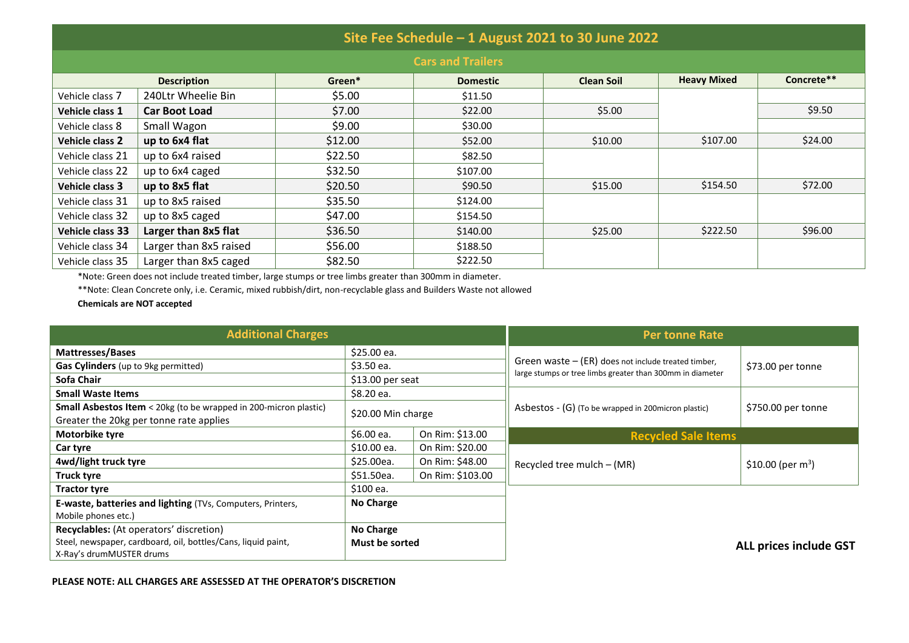# Site Fee Schedule – 1 August 2021 to 30 June 2022

## Cars and Trailers

| Description | | Green* | Domestic | Clean Soil | Heavy Mixed | Concrete** |
|---|---|---|---|---|---|---|
| Vehicle class 7 | 240Ltr Wheelie Bin | $5.00 | $11.50 | | | |
| **Vehicle class 1** | **Car Boot Load** | $7.00 | $22.00 | $5.00 | | $9.50 |
| Vehicle class 8 | Small Wagon | $9.00 | $30.00 | | | |
| **Vehicle class 2** | **up to 6x4 flat** | $12.00 | $52.00 | $10.00 | $107.00 | $24.00 |
| Vehicle class 21 | up to 6x4 raised | $22.50 | $82.50 | | | |
| Vehicle class 22 | up to 6x4 caged | $32.50 | $107.00 | | | |
| **Vehicle class 3** | **up to 8x5 flat** | $20.50 | $90.50 | $15.00 | $154.50 | $72.00 |
| Vehicle class 31 | up to 8x5 raised | $35.50 | $124.00 | | | |
| Vehicle class 32 | up to 8x5 caged | $47.00 | $154.50 | | | |
| **Vehicle class 33** | **Larger than 8x5 flat** | $36.50 | $140.00 | $25.00 | $222.50 | $96.00 |
| Vehicle class 34 | Larger than 8x5 raised | $56.00 | $188.50 | | | |
| Vehicle class 35 | Larger than 8x5 caged | $82.50 | $222.50 | | | |

*Note: Green does not include treated timber, large stumps or tree limbs greater than 300mm in diameter.

**Note: Clean Concrete only, i.e. Ceramic, mixed rubbish/dirt, non-recyclable glass and Builders Waste not allowed

**Chemicals are NOT accepted**

## Additional Charges

| Item | Charge | On Rim |
|---|---|---|
| **Mattresses/Bases** | $25.00 ea. | |
| **Gas Cylinders** (up to 9kg permitted) | $3.50 ea. | |
| **Sofa Chair** | $13.00 per seat | |
| **Small Waste Items** | $8.20 ea. | |
| **Small Asbestos Item** < 20kg (to be wrapped in 200-micron plastic) Greater the 20kg per tonne rate applies | $20.00 Min charge | |
| **Motorbike tyre** | $6.00 ea. | On Rim: $13.00 |
| **Car tyre** | $10.00 ea. | On Rim: $20.00 |
| **4wd/light truck tyre** | $25.00ea. | On Rim: $48.00 |
| **Truck tyre** | $51.50ea. | On Rim: $103.00 |
| **Tractor tyre** | $100 ea. | |
| **E-waste, batteries and lighting** (TVs, Computers, Printers, Mobile phones etc.) | **No Charge** | |
| **Recyclables:** (At operators' discretion) Steel, newspaper, cardboard, oil, bottles/Cans, liquid paint, X-Ray's drumMUSTER drums | **No Charge** **Must be sorted** | |

## Per tonne Rate

| Item | Rate |
|---|---|
| Green waste – (ER) does not include treated timber, large stumps or tree limbs greater than 300mm in diameter | $73.00 per tonne |
| Asbestos - (G) (To be wrapped in 200micron plastic) | $750.00 per tonne |

## Recycled Sale Items

| Item | Price |
|---|---|
| Recycled tree mulch – (MR) | $10.00 (per $m^3$) |

**ALL prices include GST**

**PLEASE NOTE: ALL CHARGES ARE ASSESSED AT THE OPERATOR'S DISCRETION**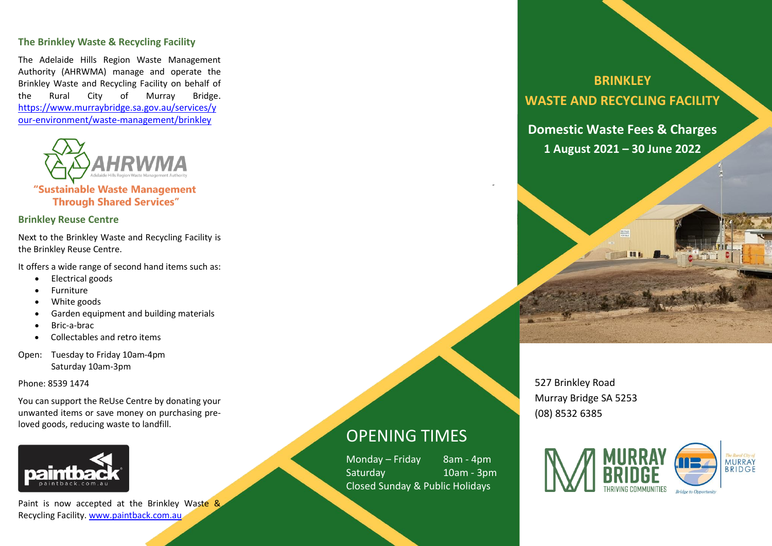### The Brinkley Waste & Recycling Facility

The Adelaide Hills Region Waste Management Authority (AHRWMA) manage and operate the Brinkley Waste and Recycling Facility on behalf of the Rural City of Murray Bridge. https://www.murraybridge.sa.gov.au/services/your-environment/waste-management/brinkley

AHRWMA
Adelaide Hills Region Waste Management Authority

"Sustainable Waste Management Through Shared Services"

### Brinkley Reuse Centre

Next to the Brinkley Waste and Recycling Facility is the Brinkley Reuse Centre.

It offers a wide range of second hand items such as:

- Electrical goods
- Furniture
- White goods
- Garden equipment and building materials
- Bric-a-brac
- Collectables and retro items

Open: Tuesday to Friday 10am-4pm
Saturday 10am-3pm

Phone: 8539 1474

You can support the ReUse Centre by donating your unwanted items or save money on purchasing pre-loved goods, reducing waste to landfill.

paintback
paintback.com.au

Paint is now accepted at the Brinkley Waste & Recycling Facility. www.paintback.com.au

## OPENING TIMES

| | |
|---|---|
| Monday – Friday | 8am - 4pm |
| Saturday | 10am - 3pm |
| Closed Sunday & Public Holidays | |

# BRINKLEY WASTE AND RECYCLING FACILITY

## Domestic Waste Fees & Charges

## 1 August 2021 – 30 June 2022

527 Brinkley Road
Murray Bridge SA 5253
(08) 8532 6385

MURRAY BRIDGE
THRIVING COMMUNITIES

Bridge to Opportunity

The Rural City of Murray Bridge